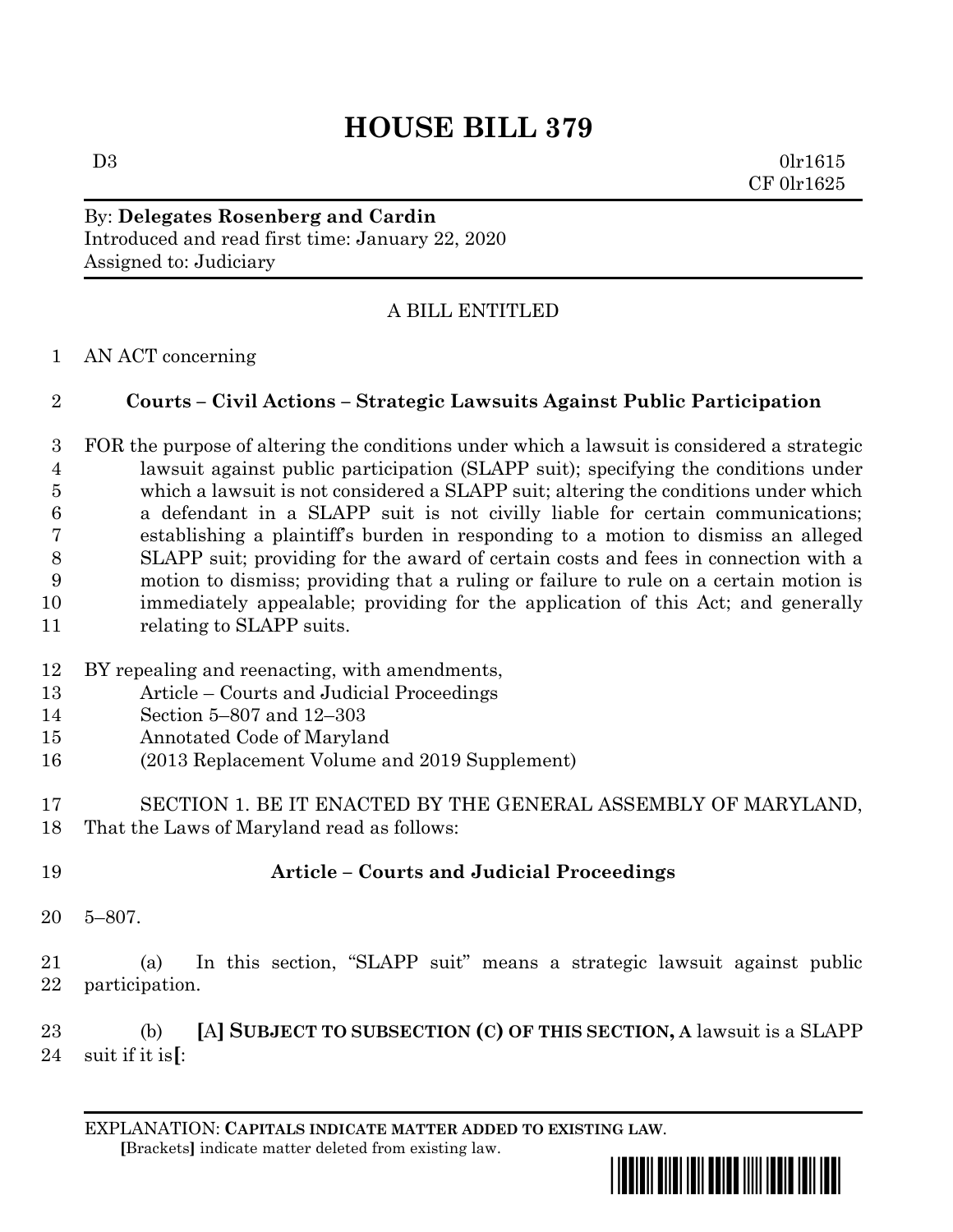# HOUSE BILL 379

D3 0lr1615
CF 0lr1625

By: **Delegates Rosenberg and Cardin**
Introduced and read first time: January 22, 2020
Assigned to: Judiciary

A BILL ENTITLED

1 AN ACT concerning

2 **Courts – Civil Actions – Strategic Lawsuits Against Public Participation**

3 FOR the purpose of altering the conditions under which a lawsuit is considered a strategic
4 lawsuit against public participation (SLAPP suit); specifying the conditions under
5 which a lawsuit is not considered a SLAPP suit; altering the conditions under which
6 a defendant in a SLAPP suit is not civilly liable for certain communications;
7 establishing a plaintiff's burden in responding to a motion to dismiss an alleged
8 SLAPP suit; providing for the award of certain costs and fees in connection with a
9 motion to dismiss; providing that a ruling or failure to rule on a certain motion is
10 immediately appealable; providing for the application of this Act; and generally
11 relating to SLAPP suits.

12 BY repealing and reenacting, with amendments,
13 Article – Courts and Judicial Proceedings
14 Section 5–807 and 12–303
15 Annotated Code of Maryland
16 (2013 Replacement Volume and 2019 Supplement)

17 SECTION 1. BE IT ENACTED BY THE GENERAL ASSEMBLY OF MARYLAND,
18 That the Laws of Maryland read as follows:

19 **Article – Courts and Judicial Proceedings**

20 5–807.

21 (a) In this section, "SLAPP suit" means a strategic lawsuit against public
22 participation.

23 (b) **[**A**] SUBJECT TO SUBSECTION (C) OF THIS SECTION, A** lawsuit is a SLAPP
24 suit if it is**[**:

EXPLANATION: **CAPITALS INDICATE MATTER ADDED TO EXISTING LAW**.
**[**Brackets**]** indicate matter deleted from existing law.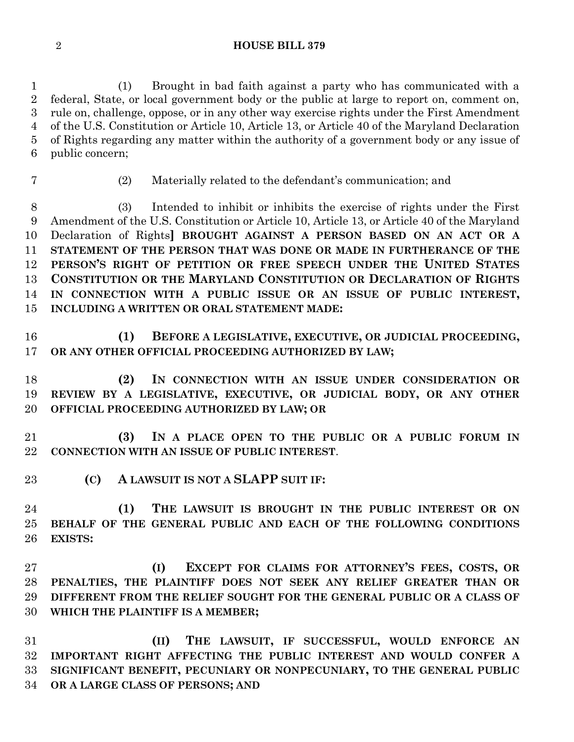(1) Brought in bad faith against a party who has communicated with a federal, State, or local government body or the public at large to report on, comment on, rule on, challenge, oppose, or in any other way exercise rights under the First Amendment of the U.S. Constitution or Article 10, Article 13, or Article 40 of the Maryland Declaration of Rights regarding any matter within the authority of a government body or any issue of public concern;

(2) Materially related to the defendant's communication; and

(3) Intended to inhibit or inhibits the exercise of rights under the First Amendment of the U.S. Constitution or Article 10, Article 13, or Article 40 of the Maryland Declaration of Rights**]** **BROUGHT AGAINST A PERSON BASED ON AN ACT OR A STATEMENT OF THE PERSON THAT WAS DONE OR MADE IN FURTHERANCE OF THE PERSON'S RIGHT OF PETITION OR FREE SPEECH UNDER THE UNITED STATES CONSTITUTION OR THE MARYLAND CONSTITUTION OR DECLARATION OF RIGHTS IN CONNECTION WITH A PUBLIC ISSUE OR AN ISSUE OF PUBLIC INTEREST, INCLUDING A WRITTEN OR ORAL STATEMENT MADE:**

**(1) BEFORE A LEGISLATIVE, EXECUTIVE, OR JUDICIAL PROCEEDING, OR ANY OTHER OFFICIAL PROCEEDING AUTHORIZED BY LAW;**

**(2) IN CONNECTION WITH AN ISSUE UNDER CONSIDERATION OR REVIEW BY A LEGISLATIVE, EXECUTIVE, OR JUDICIAL BODY, OR ANY OTHER OFFICIAL PROCEEDING AUTHORIZED BY LAW; OR**

**(3) IN A PLACE OPEN TO THE PUBLIC OR A PUBLIC FORUM IN CONNECTION WITH AN ISSUE OF PUBLIC INTEREST**.

**(C) A LAWSUIT IS NOT A SLAPP SUIT IF:**

**(1) THE LAWSUIT IS BROUGHT IN THE PUBLIC INTEREST OR ON BEHALF OF THE GENERAL PUBLIC AND EACH OF THE FOLLOWING CONDITIONS EXISTS:**

**(I) EXCEPT FOR CLAIMS FOR ATTORNEY'S FEES, COSTS, OR PENALTIES, THE PLAINTIFF DOES NOT SEEK ANY RELIEF GREATER THAN OR DIFFERENT FROM THE RELIEF SOUGHT FOR THE GENERAL PUBLIC OR A CLASS OF WHICH THE PLAINTIFF IS A MEMBER;**

**(II) THE LAWSUIT, IF SUCCESSFUL, WOULD ENFORCE AN IMPORTANT RIGHT AFFECTING THE PUBLIC INTEREST AND WOULD CONFER A SIGNIFICANT BENEFIT, PECUNIARY OR NONPECUNIARY, TO THE GENERAL PUBLIC OR A LARGE CLASS OF PERSONS; AND**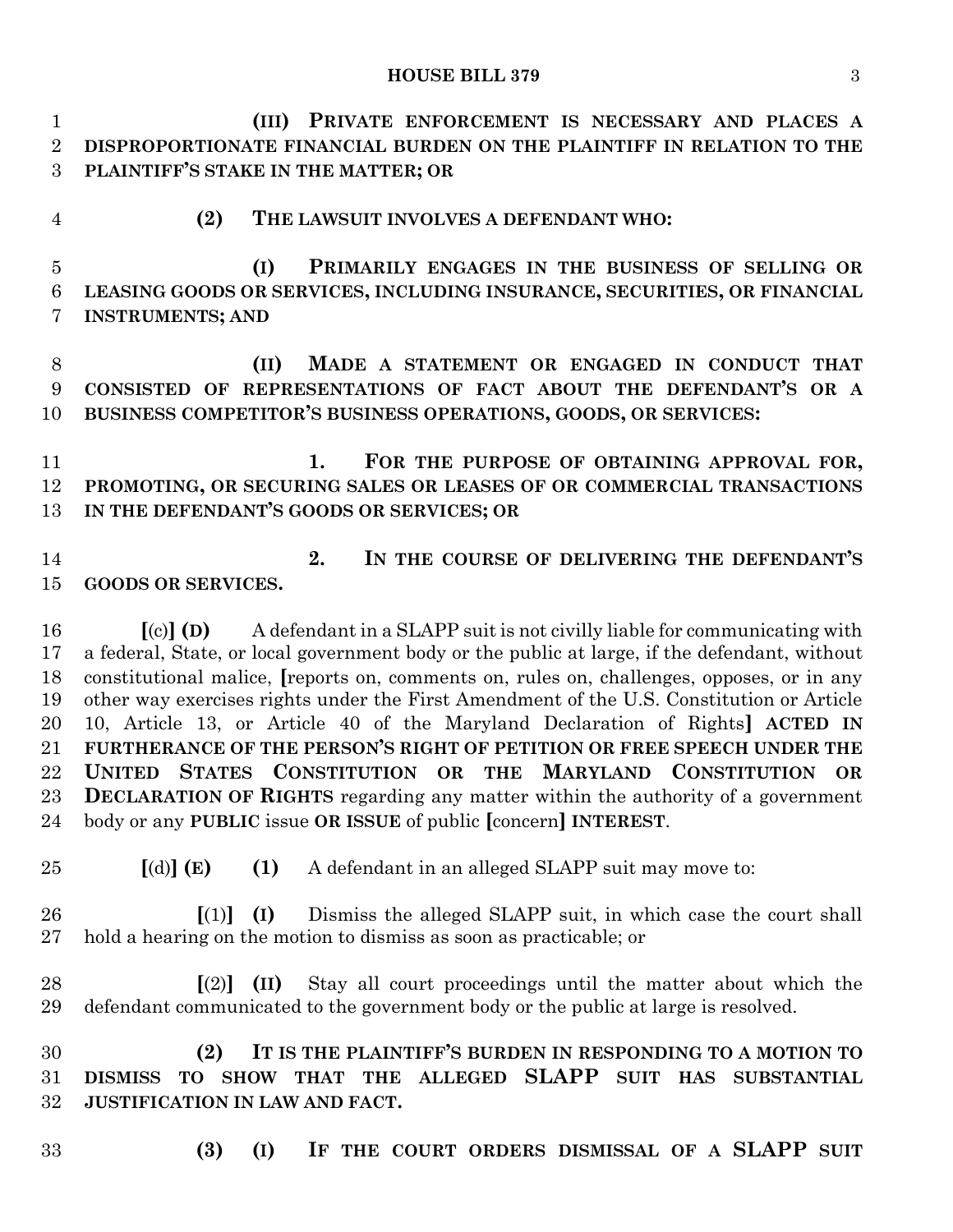**(III) PRIVATE ENFORCEMENT IS NECESSARY AND PLACES A DISPROPORTIONATE FINANCIAL BURDEN ON THE PLAINTIFF IN RELATION TO THE PLAINTIFF'S STAKE IN THE MATTER; OR**

**(2) THE LAWSUIT INVOLVES A DEFENDANT WHO:**

**(I) PRIMARILY ENGAGES IN THE BUSINESS OF SELLING OR LEASING GOODS OR SERVICES, INCLUDING INSURANCE, SECURITIES, OR FINANCIAL INSTRUMENTS; AND**

**(II) MADE A STATEMENT OR ENGAGED IN CONDUCT THAT CONSISTED OF REPRESENTATIONS OF FACT ABOUT THE DEFENDANT'S OR A BUSINESS COMPETITOR'S BUSINESS OPERATIONS, GOODS, OR SERVICES:**

**1. FOR THE PURPOSE OF OBTAINING APPROVAL FOR, PROMOTING, OR SECURING SALES OR LEASES OF OR COMMERCIAL TRANSACTIONS IN THE DEFENDANT'S GOODS OR SERVICES; OR**

**2. IN THE COURSE OF DELIVERING THE DEFENDANT'S GOODS OR SERVICES.**

**[**(c)**] (D)** A defendant in a SLAPP suit is not civilly liable for communicating with a federal, State, or local government body or the public at large, if the defendant, without constitutional malice, **[**reports on, comments on, rules on, challenges, opposes, or in any other way exercises rights under the First Amendment of the U.S. Constitution or Article 10, Article 13, or Article 40 of the Maryland Declaration of Rights**] ACTED IN FURTHERANCE OF THE PERSON'S RIGHT OF PETITION OR FREE SPEECH UNDER THE UNITED STATES CONSTITUTION OR THE MARYLAND CONSTITUTION OR DECLARATION OF RIGHTS** regarding any matter within the authority of a government body or any **PUBLIC** issue **OR ISSUE** of public **[**concern**] INTEREST**.

**[**(d)**] (E) (1)** A defendant in an alleged SLAPP suit may move to:

**[**(1)**] (I)** Dismiss the alleged SLAPP suit, in which case the court shall hold a hearing on the motion to dismiss as soon as practicable; or

**[**(2)**] (II)** Stay all court proceedings until the matter about which the defendant communicated to the government body or the public at large is resolved.

**(2) IT IS THE PLAINTIFF'S BURDEN IN RESPONDING TO A MOTION TO DISMISS TO SHOW THAT THE ALLEGED SLAPP SUIT HAS SUBSTANTIAL JUSTIFICATION IN LAW AND FACT.**

**(3) (I) IF THE COURT ORDERS DISMISSAL OF A SLAPP SUIT**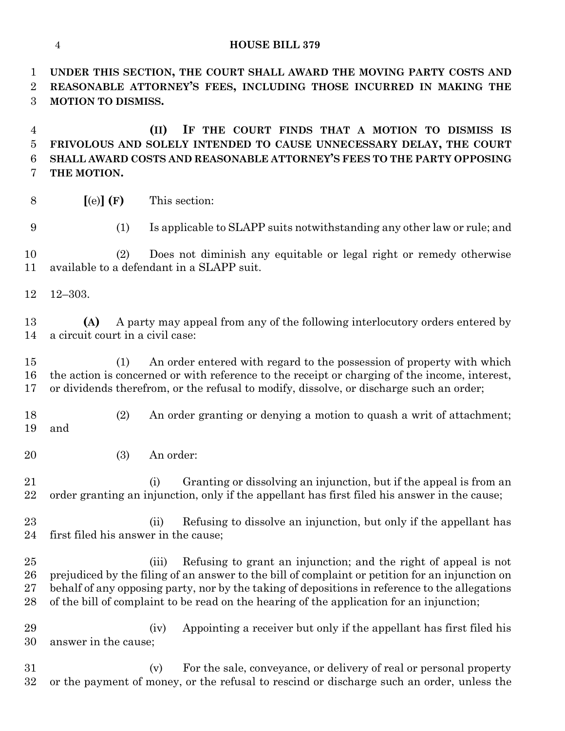**UNDER THIS SECTION, THE COURT SHALL AWARD THE MOVING PARTY COSTS AND REASONABLE ATTORNEY'S FEES, INCLUDING THOSE INCURRED IN MAKING THE MOTION TO DISMISS.**

**(II) IF THE COURT FINDS THAT A MOTION TO DISMISS IS FRIVOLOUS AND SOLELY INTENDED TO CAUSE UNNECESSARY DELAY, THE COURT SHALL AWARD COSTS AND REASONABLE ATTORNEY'S FEES TO THE PARTY OPPOSING THE MOTION.**

**[**(e)**] (F)** This section:

(1) Is applicable to SLAPP suits notwithstanding any other law or rule; and

(2) Does not diminish any equitable or legal right or remedy otherwise available to a defendant in a SLAPP suit.

12–303.

**(A)** A party may appeal from any of the following interlocutory orders entered by a circuit court in a civil case:

(1) An order entered with regard to the possession of property with which the action is concerned or with reference to the receipt or charging of the income, interest, or dividends therefrom, or the refusal to modify, dissolve, or discharge such an order;

(2) An order granting or denying a motion to quash a writ of attachment; and

(3) An order:

(i) Granting or dissolving an injunction, but if the appeal is from an order granting an injunction, only if the appellant has first filed his answer in the cause;

(ii) Refusing to dissolve an injunction, but only if the appellant has first filed his answer in the cause;

(iii) Refusing to grant an injunction; and the right of appeal is not prejudiced by the filing of an answer to the bill of complaint or petition for an injunction on behalf of any opposing party, nor by the taking of depositions in reference to the allegations of the bill of complaint to be read on the hearing of the application for an injunction;

(iv) Appointing a receiver but only if the appellant has first filed his answer in the cause;

(v) For the sale, conveyance, or delivery of real or personal property or the payment of money, or the refusal to rescind or discharge such an order, unless the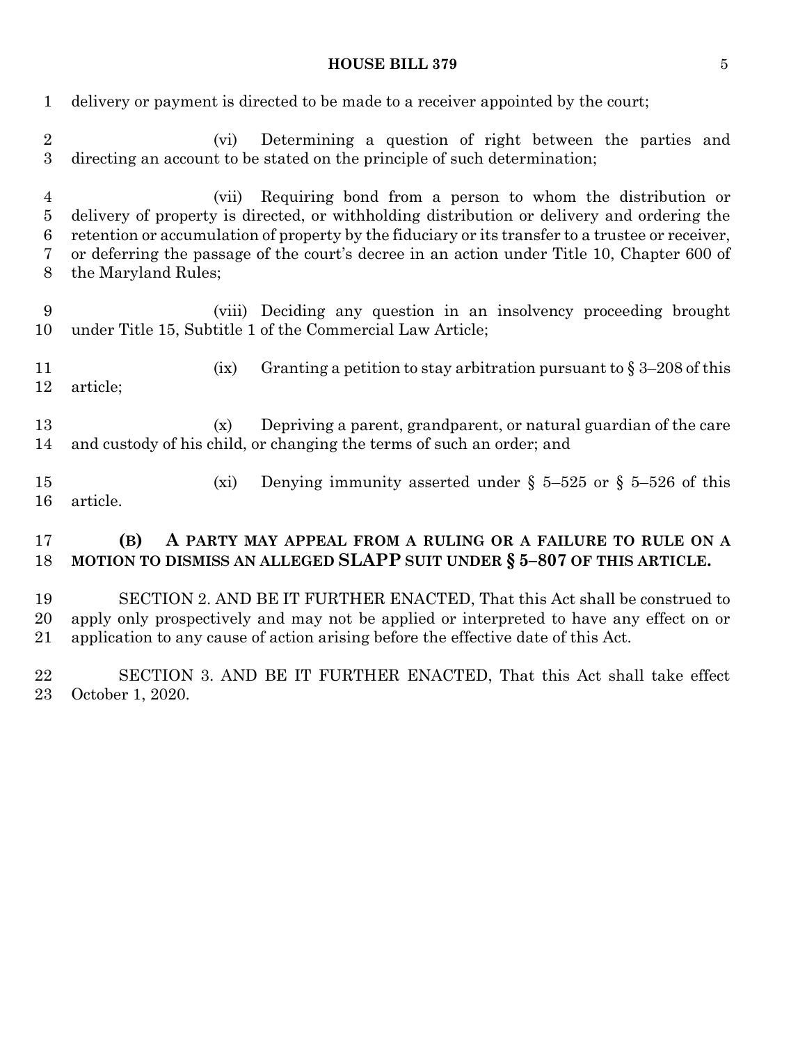delivery or payment is directed to be made to a receiver appointed by the court;

(vi) Determining a question of right between the parties and directing an account to be stated on the principle of such determination;

(vii) Requiring bond from a person to whom the distribution or delivery of property is directed, or withholding distribution or delivery and ordering the retention or accumulation of property by the fiduciary or its transfer to a trustee or receiver, or deferring the passage of the court's decree in an action under Title 10, Chapter 600 of the Maryland Rules;

(viii) Deciding any question in an insolvency proceeding brought under Title 15, Subtitle 1 of the Commercial Law Article;

(ix) Granting a petition to stay arbitration pursuant to § 3–208 of this article;

(x) Depriving a parent, grandparent, or natural guardian of the care and custody of his child, or changing the terms of such an order; and

(xi) Denying immunity asserted under § 5–525 or § 5–526 of this article.

**(B) A PARTY MAY APPEAL FROM A RULING OR A FAILURE TO RULE ON A MOTION TO DISMISS AN ALLEGED SLAPP SUIT UNDER § 5–807 OF THIS ARTICLE.**

SECTION 2. AND BE IT FURTHER ENACTED, That this Act shall be construed to apply only prospectively and may not be applied or interpreted to have any effect on or application to any cause of action arising before the effective date of this Act.

SECTION 3. AND BE IT FURTHER ENACTED, That this Act shall take effect October 1, 2020.